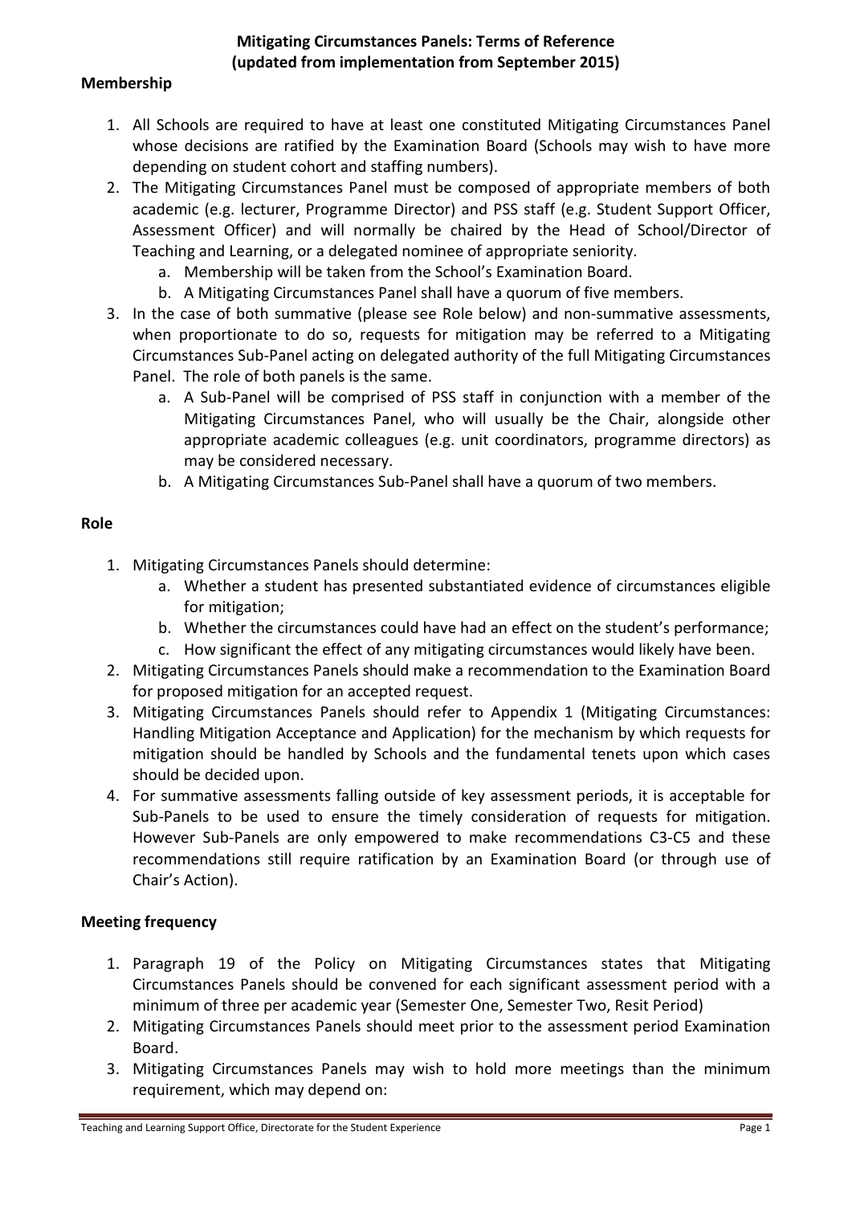# Mitigating Circumstances Panels: Terms of Reference (updated from implementation from September 2015)

## Membership

1. All Schools are required to have at least one constituted Mitigating Circumstances Panel whose decisions are ratified by the Examination Board (Schools may wish to have more depending on student cohort and staffing numbers).
2. The Mitigating Circumstances Panel must be composed of appropriate members of both academic (e.g. lecturer, Programme Director) and PSS staff (e.g. Student Support Officer, Assessment Officer) and will normally be chaired by the Head of School/Director of Teaching and Learning, or a delegated nominee of appropriate seniority.
   a. Membership will be taken from the School's Examination Board.
   b. A Mitigating Circumstances Panel shall have a quorum of five members.
3. In the case of both summative (please see Role below) and non-summative assessments, when proportionate to do so, requests for mitigation may be referred to a Mitigating Circumstances Sub-Panel acting on delegated authority of the full Mitigating Circumstances Panel. The role of both panels is the same.
   a. A Sub-Panel will be comprised of PSS staff in conjunction with a member of the Mitigating Circumstances Panel, who will usually be the Chair, alongside other appropriate academic colleagues (e.g. unit coordinators, programme directors) as may be considered necessary.
   b. A Mitigating Circumstances Sub-Panel shall have a quorum of two members.

## Role

1. Mitigating Circumstances Panels should determine:
   a. Whether a student has presented substantiated evidence of circumstances eligible for mitigation;
   b. Whether the circumstances could have had an effect on the student's performance;
   c. How significant the effect of any mitigating circumstances would likely have been.
2. Mitigating Circumstances Panels should make a recommendation to the Examination Board for proposed mitigation for an accepted request.
3. Mitigating Circumstances Panels should refer to Appendix 1 (Mitigating Circumstances: Handling Mitigation Acceptance and Application) for the mechanism by which requests for mitigation should be handled by Schools and the fundamental tenets upon which cases should be decided upon.
4. For summative assessments falling outside of key assessment periods, it is acceptable for Sub-Panels to be used to ensure the timely consideration of requests for mitigation. However Sub-Panels are only empowered to make recommendations C3-C5 and these recommendations still require ratification by an Examination Board (or through use of Chair's Action).

## Meeting frequency

1. Paragraph 19 of the Policy on Mitigating Circumstances states that Mitigating Circumstances Panels should be convened for each significant assessment period with a minimum of three per academic year (Semester One, Semester Two, Resit Period)
2. Mitigating Circumstances Panels should meet prior to the assessment period Examination Board.
3. Mitigating Circumstances Panels may wish to hold more meetings than the minimum requirement, which may depend on: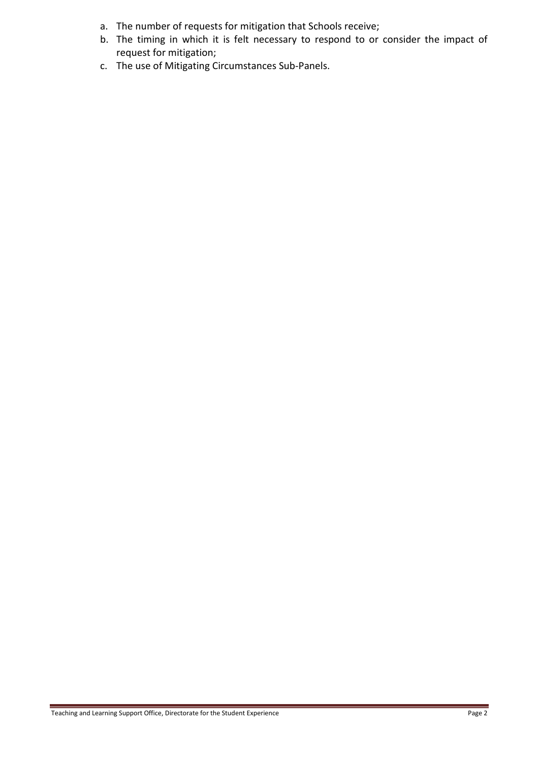a. The number of requests for mitigation that Schools receive;
b. The timing in which it is felt necessary to respond to or consider the impact of request for mitigation;
c. The use of Mitigating Circumstances Sub-Panels.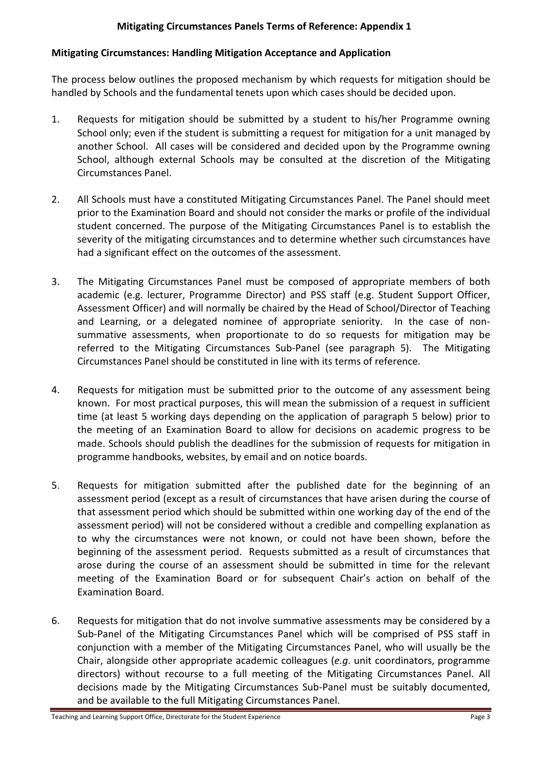## Mitigating Circumstances Panels Terms of Reference: Appendix 1

### Mitigating Circumstances: Handling Mitigation Acceptance and Application

The process below outlines the proposed mechanism by which requests for mitigation should be handled by Schools and the fundamental tenets upon which cases should be decided upon.

1. Requests for mitigation should be submitted by a student to his/her Programme owning School only; even if the student is submitting a request for mitigation for a unit managed by another School. All cases will be considered and decided upon by the Programme owning School, although external Schools may be consulted at the discretion of the Mitigating Circumstances Panel.

2. All Schools must have a constituted Mitigating Circumstances Panel. The Panel should meet prior to the Examination Board and should not consider the marks or profile of the individual student concerned. The purpose of the Mitigating Circumstances Panel is to establish the severity of the mitigating circumstances and to determine whether such circumstances have had a significant effect on the outcomes of the assessment.

3. The Mitigating Circumstances Panel must be composed of appropriate members of both academic (e.g. lecturer, Programme Director) and PSS staff (e.g. Student Support Officer, Assessment Officer) and will normally be chaired by the Head of School/Director of Teaching and Learning, or a delegated nominee of appropriate seniority. In the case of non-summative assessments, when proportionate to do so requests for mitigation may be referred to the Mitigating Circumstances Sub-Panel (see paragraph 5). The Mitigating Circumstances Panel should be constituted in line with its terms of reference.

4. Requests for mitigation must be submitted prior to the outcome of any assessment being known. For most practical purposes, this will mean the submission of a request in sufficient time (at least 5 working days depending on the application of paragraph 5 below) prior to the meeting of an Examination Board to allow for decisions on academic progress to be made. Schools should publish the deadlines for the submission of requests for mitigation in programme handbooks, websites, by email and on notice boards.

5. Requests for mitigation submitted after the published date for the beginning of an assessment period (except as a result of circumstances that have arisen during the course of that assessment period which should be submitted within one working day of the end of the assessment period) will not be considered without a credible and compelling explanation as to why the circumstances were not known, or could not have been shown, before the beginning of the assessment period. Requests submitted as a result of circumstances that arose during the course of an assessment should be submitted in time for the relevant meeting of the Examination Board or for subsequent Chair's action on behalf of the Examination Board.

6. Requests for mitigation that do not involve summative assessments may be considered by a Sub-Panel of the Mitigating Circumstances Panel which will be comprised of PSS staff in conjunction with a member of the Mitigating Circumstances Panel, who will usually be the Chair, alongside other appropriate academic colleagues (*e.g.* unit coordinators, programme directors) without recourse to a full meeting of the Mitigating Circumstances Panel. All decisions made by the Mitigating Circumstances Sub-Panel must be suitably documented, and be available to the full Mitigating Circumstances Panel.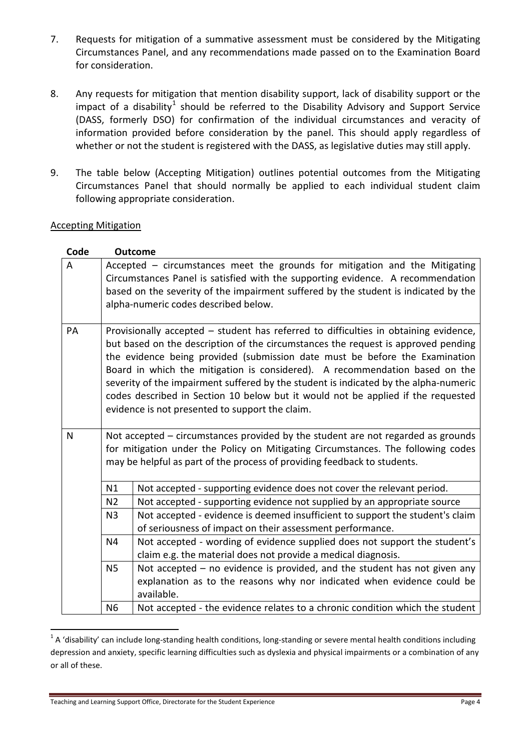7. Requests for mitigation of a summative assessment must be considered by the Mitigating Circumstances Panel, and any recommendations made passed on to the Examination Board for consideration.

8. Any requests for mitigation that mention disability support, lack of disability support or the impact of a disability[1] should be referred to the Disability Advisory and Support Service (DASS, formerly DSO) for confirmation of the individual circumstances and veracity of information provided before consideration by the panel. This should apply regardless of whether or not the student is registered with the DASS, as legislative duties may still apply.

9. The table below (Accepting Mitigation) outlines potential outcomes from the Mitigating Circumstances Panel that should normally be applied to each individual student claim following appropriate consideration.

Accepting Mitigation

| Code | Outcome | |
|---|---|---|
| A | Accepted – circumstances meet the grounds for mitigation and the Mitigating Circumstances Panel is satisfied with the supporting evidence. A recommendation based on the severity of the impairment suffered by the student is indicated by the alpha-numeric codes described below. | |
| PA | Provisionally accepted – student has referred to difficulties in obtaining evidence, but based on the description of the circumstances the request is approved pending the evidence being provided (submission date must be before the Examination Board in which the mitigation is considered). A recommendation based on the severity of the impairment suffered by the student is indicated by the alpha-numeric codes described in Section 10 below but it would not be applied if the requested evidence is not presented to support the claim. | |
| N | Not accepted – circumstances provided by the student are not regarded as grounds for mitigation under the Policy on Mitigating Circumstances. The following codes may be helpful as part of the process of providing feedback to students. | |
| | N1 | Not accepted - supporting evidence does not cover the relevant period. |
| | N2 | Not accepted - supporting evidence not supplied by an appropriate source |
| | N3 | Not accepted - evidence is deemed insufficient to support the student's claim of seriousness of impact on their assessment performance. |
| | N4 | Not accepted - wording of evidence supplied does not support the student's claim e.g. the material does not provide a medical diagnosis. |
| | N5 | Not accepted – no evidence is provided, and the student has not given any explanation as to the reasons why nor indicated when evidence could be available. |
| | N6 | Not accepted - the evidence relates to a chronic condition which the student |

[1] A 'disability' can include long-standing health conditions, long-standing or severe mental health conditions including depression and anxiety, specific learning difficulties such as dyslexia and physical impairments or a combination of any or all of these.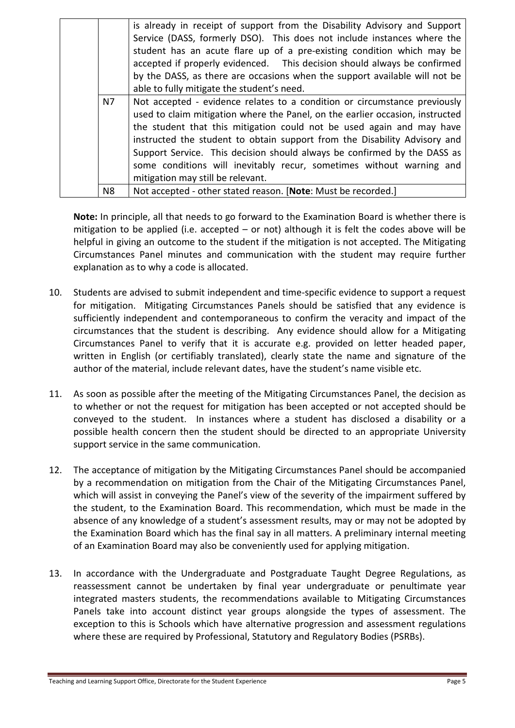| | | |
|---|---|---|
| | | is already in receipt of support from the Disability Advisory and Support Service (DASS, formerly DSO). This does not include instances where the student has an acute flare up of a pre-existing condition which may be accepted if properly evidenced. This decision should always be confirmed by the DASS, as there are occasions when the support available will not be able to fully mitigate the student's need. |
| | N7 | Not accepted - evidence relates to a condition or circumstance previously used to claim mitigation where the Panel, on the earlier occasion, instructed the student that this mitigation could not be used again and may have instructed the student to obtain support from the Disability Advisory and Support Service. This decision should always be confirmed by the DASS as some conditions will inevitably recur, sometimes without warning and mitigation may still be relevant. |
| | N8 | Not accepted - other stated reason. [**Note**: Must be recorded.] |

**Note:** In principle, all that needs to go forward to the Examination Board is whether there is mitigation to be applied (i.e. accepted – or not) although it is felt the codes above will be helpful in giving an outcome to the student if the mitigation is not accepted. The Mitigating Circumstances Panel minutes and communication with the student may require further explanation as to why a code is allocated.

10. Students are advised to submit independent and time-specific evidence to support a request for mitigation. Mitigating Circumstances Panels should be satisfied that any evidence is sufficiently independent and contemporaneous to confirm the veracity and impact of the circumstances that the student is describing. Any evidence should allow for a Mitigating Circumstances Panel to verify that it is accurate e.g. provided on letter headed paper, written in English (or certifiably translated), clearly state the name and signature of the author of the material, include relevant dates, have the student's name visible etc.

11. As soon as possible after the meeting of the Mitigating Circumstances Panel, the decision as to whether or not the request for mitigation has been accepted or not accepted should be conveyed to the student. In instances where a student has disclosed a disability or a possible health concern then the student should be directed to an appropriate University support service in the same communication.

12. The acceptance of mitigation by the Mitigating Circumstances Panel should be accompanied by a recommendation on mitigation from the Chair of the Mitigating Circumstances Panel, which will assist in conveying the Panel's view of the severity of the impairment suffered by the student, to the Examination Board. This recommendation, which must be made in the absence of any knowledge of a student's assessment results, may or may not be adopted by the Examination Board which has the final say in all matters. A preliminary internal meeting of an Examination Board may also be conveniently used for applying mitigation.

13. In accordance with the Undergraduate and Postgraduate Taught Degree Regulations, as reassessment cannot be undertaken by final year undergraduate or penultimate year integrated masters students, the recommendations available to Mitigating Circumstances Panels take into account distinct year groups alongside the types of assessment. The exception to this is Schools which have alternative progression and assessment regulations where these are required by Professional, Statutory and Regulatory Bodies (PSRBs).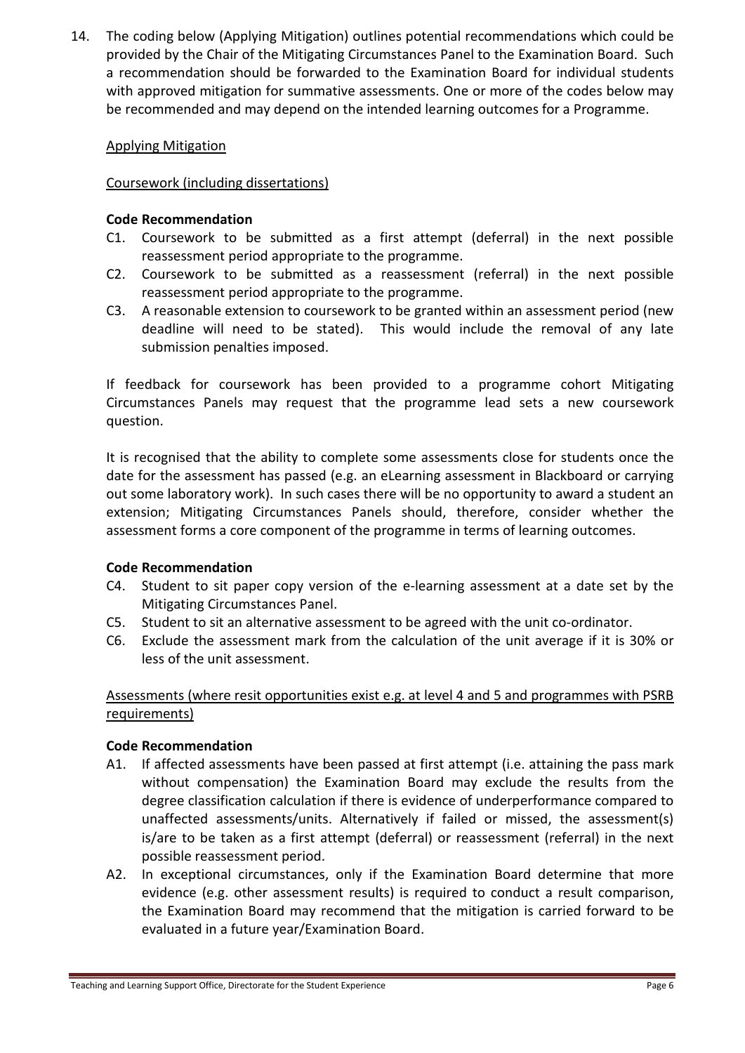14. The coding below (Applying Mitigation) outlines potential recommendations which could be provided by the Chair of the Mitigating Circumstances Panel to the Examination Board. Such a recommendation should be forwarded to the Examination Board for individual students with approved mitigation for summative assessments. One or more of the codes below may be recommended and may depend on the intended learning outcomes for a Programme.

<u>Applying Mitigation</u>

<u>Coursework (including dissertations)</u>

**Code Recommendation**

C1. Coursework to be submitted as a first attempt (deferral) in the next possible reassessment period appropriate to the programme.

C2. Coursework to be submitted as a reassessment (referral) in the next possible reassessment period appropriate to the programme.

C3. A reasonable extension to coursework to be granted within an assessment period (new deadline will need to be stated). This would include the removal of any late submission penalties imposed.

If feedback for coursework has been provided to a programme cohort Mitigating Circumstances Panels may request that the programme lead sets a new coursework question.

It is recognised that the ability to complete some assessments close for students once the date for the assessment has passed (e.g. an eLearning assessment in Blackboard or carrying out some laboratory work). In such cases there will be no opportunity to award a student an extension; Mitigating Circumstances Panels should, therefore, consider whether the assessment forms a core component of the programme in terms of learning outcomes.

**Code Recommendation**

C4. Student to sit paper copy version of the e-learning assessment at a date set by the Mitigating Circumstances Panel.

C5. Student to sit an alternative assessment to be agreed with the unit co-ordinator.

C6. Exclude the assessment mark from the calculation of the unit average if it is 30% or less of the unit assessment.

<u>Assessments (where resit opportunities exist e.g. at level 4 and 5 and programmes with PSRB requirements)</u>

**Code Recommendation**

A1. If affected assessments have been passed at first attempt (i.e. attaining the pass mark without compensation) the Examination Board may exclude the results from the degree classification calculation if there is evidence of underperformance compared to unaffected assessments/units. Alternatively if failed or missed, the assessment(s) is/are to be taken as a first attempt (deferral) or reassessment (referral) in the next possible reassessment period.

A2. In exceptional circumstances, only if the Examination Board determine that more evidence (e.g. other assessment results) is required to conduct a result comparison, the Examination Board may recommend that the mitigation is carried forward to be evaluated in a future year/Examination Board.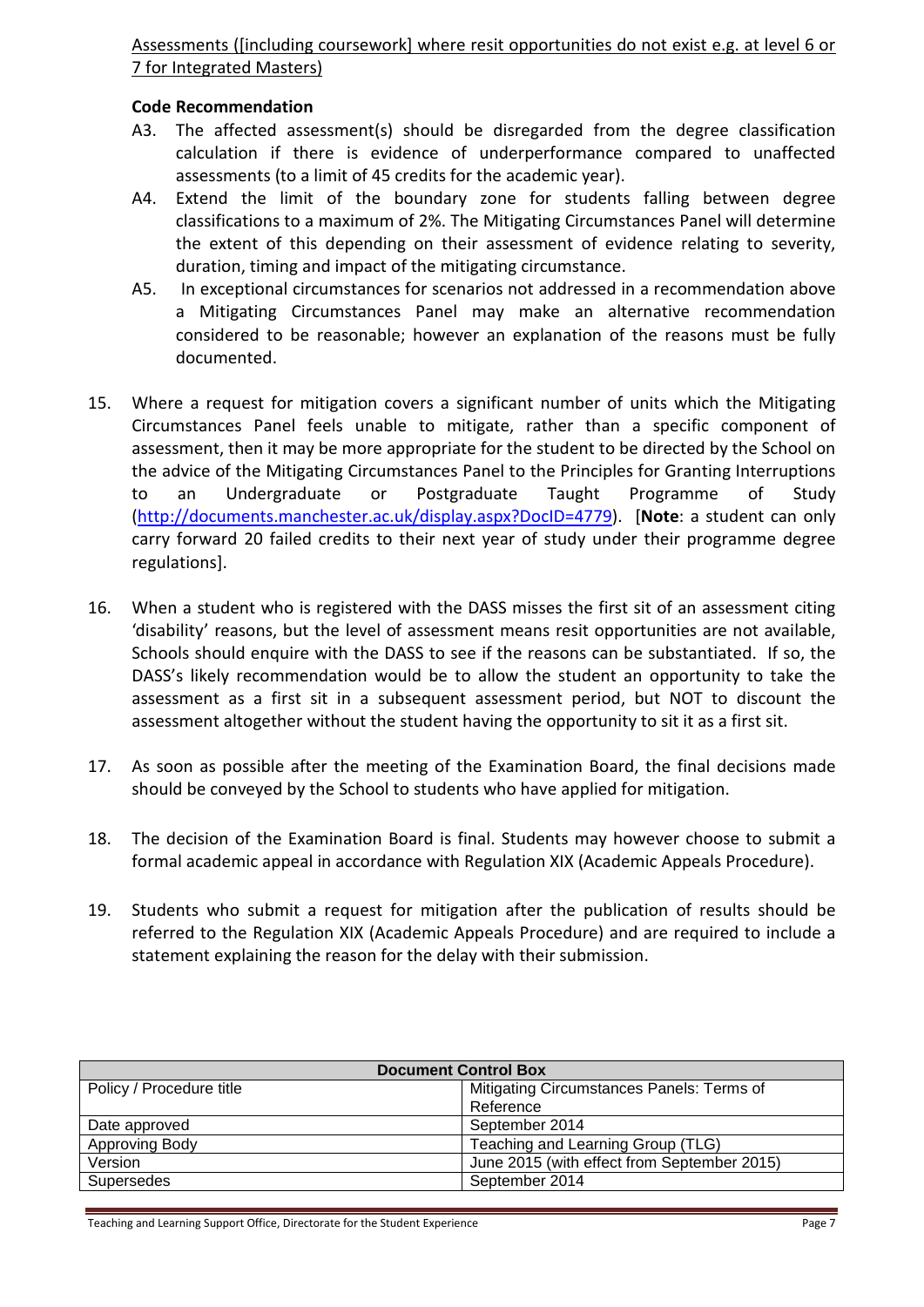<u>Assessments ([including coursework] where resit opportunities do not exist e.g. at level 6 or 7 for Integrated Masters)</u>

**Code Recommendation**

- A3. The affected assessment(s) should be disregarded from the degree classification calculation if there is evidence of underperformance compared to unaffected assessments (to a limit of 45 credits for the academic year).
- A4. Extend the limit of the boundary zone for students falling between degree classifications to a maximum of 2%. The Mitigating Circumstances Panel will determine the extent of this depending on their assessment of evidence relating to severity, duration, timing and impact of the mitigating circumstance.
- A5. In exceptional circumstances for scenarios not addressed in a recommendation above a Mitigating Circumstances Panel may make an alternative recommendation considered to be reasonable; however an explanation of the reasons must be fully documented.

15. Where a request for mitigation covers a significant number of units which the Mitigating Circumstances Panel feels unable to mitigate, rather than a specific component of assessment, then it may be more appropriate for the student to be directed by the School on the advice of the Mitigating Circumstances Panel to the Principles for Granting Interruptions to an Undergraduate or Postgraduate Taught Programme of Study (http://documents.manchester.ac.uk/display.aspx?DocID=4779). [**Note**: a student can only carry forward 20 failed credits to their next year of study under their programme degree regulations].

16. When a student who is registered with the DASS misses the first sit of an assessment citing 'disability' reasons, but the level of assessment means resit opportunities are not available, Schools should enquire with the DASS to see if the reasons can be substantiated. If so, the DASS's likely recommendation would be to allow the student an opportunity to take the assessment as a first sit in a subsequent assessment period, but NOT to discount the assessment altogether without the student having the opportunity to sit it as a first sit.

17. As soon as possible after the meeting of the Examination Board, the final decisions made should be conveyed by the School to students who have applied for mitigation.

18. The decision of the Examination Board is final. Students may however choose to submit a formal academic appeal in accordance with Regulation XIX (Academic Appeals Procedure).

19. Students who submit a request for mitigation after the publication of results should be referred to the Regulation XIX (Academic Appeals Procedure) and are required to include a statement explaining the reason for the delay with their submission.

| Document Control Box | |
|---|---|
| Policy / Procedure title | Mitigating Circumstances Panels: Terms of Reference |
| Date approved | September 2014 |
| Approving Body | Teaching and Learning Group (TLG) |
| Version | June 2015 (with effect from September 2015) |
| Supersedes | September 2014 |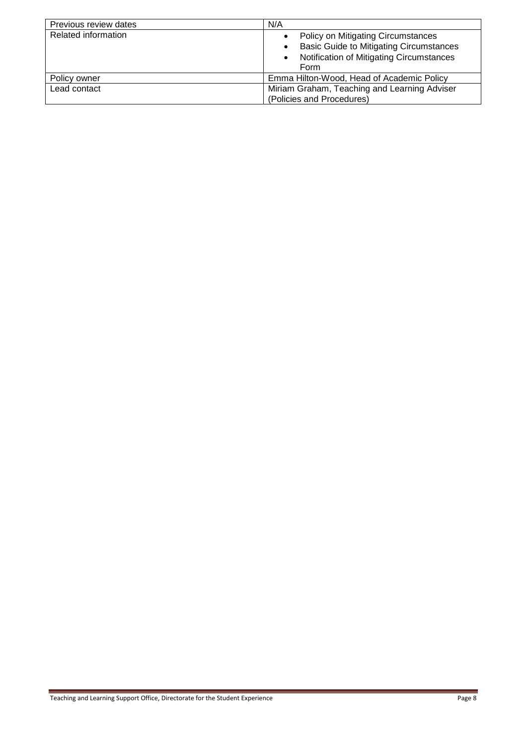| | |
|---|---|
| Previous review dates | N/A |
| Related information | • Policy on Mitigating Circumstances<br>• Basic Guide to Mitigating Circumstances<br>• Notification of Mitigating Circumstances Form |
| Policy owner | Emma Hilton-Wood, Head of Academic Policy |
| Lead contact | Miriam Graham, Teaching and Learning Adviser (Policies and Procedures) |